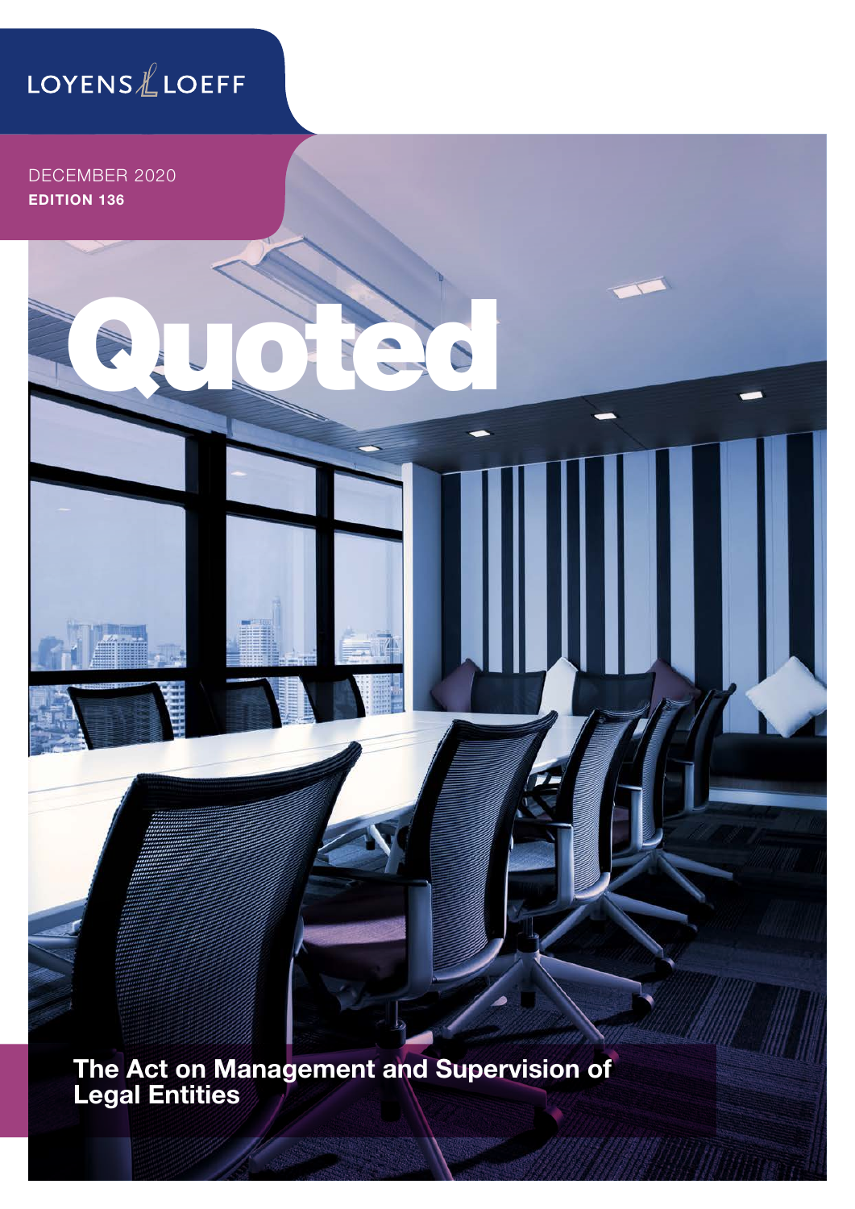LOYENS LOEFF

DECEMBER 2020
**EDITION 136**

# Quoted

## The Act on Management and Supervision of Legal Entities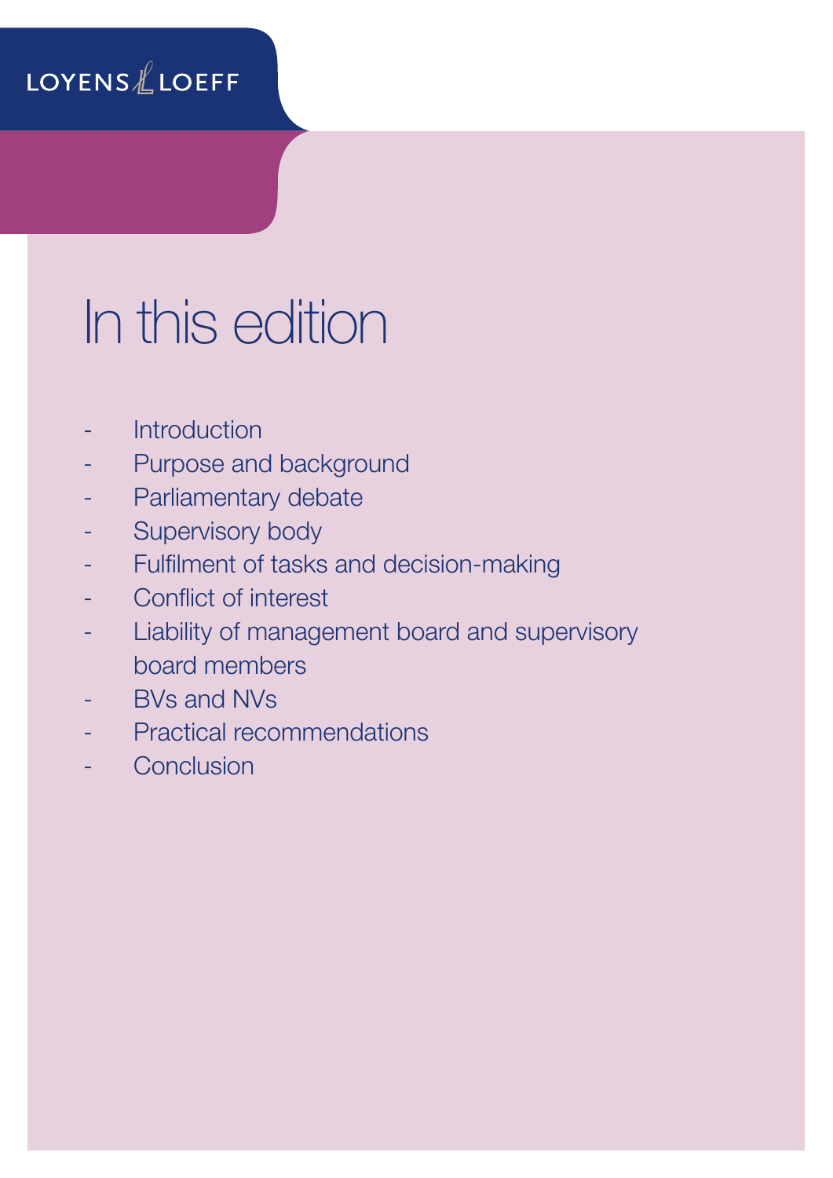# In this edition

- Introduction
- Purpose and background
- Parliamentary debate
- Supervisory body
- Fulfilment of tasks and decision-making
- Conflict of interest
- Liability of management board and supervisory board members
- BVs and NVs
- Practical recommendations
- Conclusion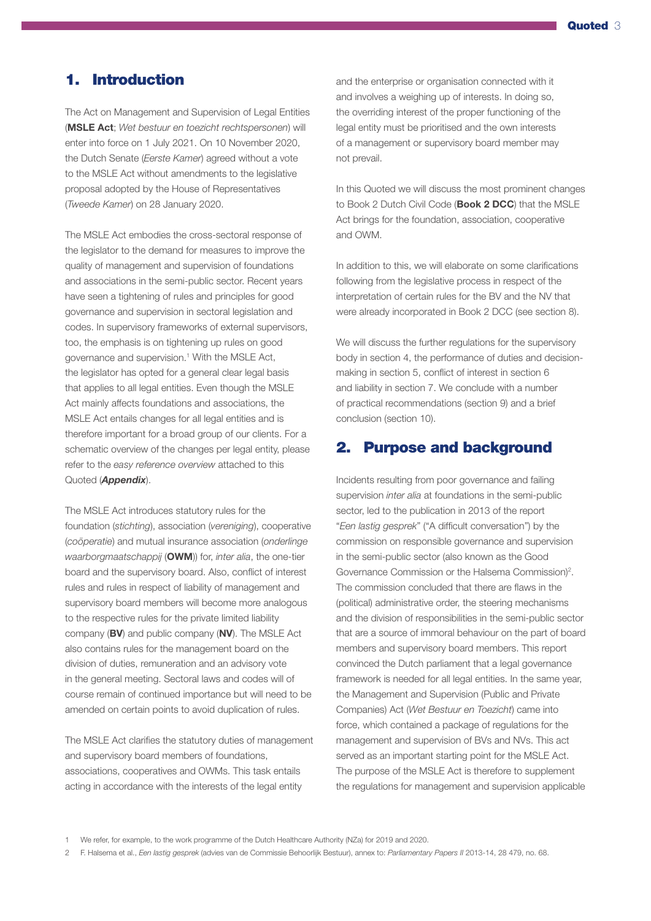## 1. Introduction

The Act on Management and Supervision of Legal Entities (**MSLE Act**; *Wet bestuur en toezicht rechtspersonen*) will enter into force on 1 July 2021. On 10 November 2020, the Dutch Senate (*Eerste Kamer*) agreed without a vote to the MSLE Act without amendments to the legislative proposal adopted by the House of Representatives (*Tweede Kamer*) on 28 January 2020.

The MSLE Act embodies the cross-sectoral response of the legislator to the demand for measures to improve the quality of management and supervision of foundations and associations in the semi-public sector. Recent years have seen a tightening of rules and principles for good governance and supervision in sectoral legislation and codes. In supervisory frameworks of external supervisors, too, the emphasis is on tightening up rules on good governance and supervision.[1] With the MSLE Act, the legislator has opted for a general clear legal basis that applies to all legal entities. Even though the MSLE Act mainly affects foundations and associations, the MSLE Act entails changes for all legal entities and is therefore important for a broad group of our clients. For a schematic overview of the changes per legal entity, please refer to the *easy reference overview* attached to this Quoted (***Appendix***).

The MSLE Act introduces statutory rules for the foundation (*stichting*), association (*vereniging*), cooperative (*coöperatie*) and mutual insurance association (*onderlinge waarborgmaatschappij* (**OWM**)) for, *inter alia*, the one-tier board and the supervisory board. Also, conflict of interest rules and rules in respect of liability of management and supervisory board members will become more analogous to the respective rules for the private limited liability company (**BV**) and public company (**NV**). The MSLE Act also contains rules for the management board on the division of duties, remuneration and an advisory vote in the general meeting. Sectoral laws and codes will of course remain of continued importance but will need to be amended on certain points to avoid duplication of rules.

The MSLE Act clarifies the statutory duties of management and supervisory board members of foundations, associations, cooperatives and OWMs. This task entails acting in accordance with the interests of the legal entity and the enterprise or organisation connected with it and involves a weighing up of interests. In doing so, the overriding interest of the proper functioning of the legal entity must be prioritised and the own interests of a management or supervisory board member may not prevail.

In this Quoted we will discuss the most prominent changes to Book 2 Dutch Civil Code (**Book 2 DCC**) that the MSLE Act brings for the foundation, association, cooperative and OWM.

In addition to this, we will elaborate on some clarifications following from the legislative process in respect of the interpretation of certain rules for the BV and the NV that were already incorporated in Book 2 DCC (see section 8).

We will discuss the further regulations for the supervisory body in section 4, the performance of duties and decision-making in section 5, conflict of interest in section 6 and liability in section 7. We conclude with a number of practical recommendations (section 9) and a brief conclusion (section 10).

## 2. Purpose and background

Incidents resulting from poor governance and failing supervision *inter alia* at foundations in the semi-public sector, led to the publication in 2013 of the report "*Een lastig gesprek*" ("A difficult conversation") by the commission on responsible governance and supervision in the semi-public sector (also known as the Good Governance Commission or the Halsema Commission)[2]. The commission concluded that there are flaws in the (political) administrative order, the steering mechanisms and the division of responsibilities in the semi-public sector that are a source of immoral behaviour on the part of board members and supervisory board members. This report convinced the Dutch parliament that a legal governance framework is needed for all legal entities. In the same year, the Management and Supervision (Public and Private Companies) Act (*Wet Bestuur en Toezicht*) came into force, which contained a package of regulations for the management and supervision of BVs and NVs. This act served as an important starting point for the MSLE Act. The purpose of the MSLE Act is therefore to supplement the regulations for management and supervision applicable

---

1 We refer, for example, to the work programme of the Dutch Healthcare Authority (NZa) for 2019 and 2020.

2 F. Halsema et al., *Een lastig gesprek* (advies van de Commissie Behoorlijk Bestuur), annex to: *Parliamentary Papers II* 2013-14, 28 479, no. 68.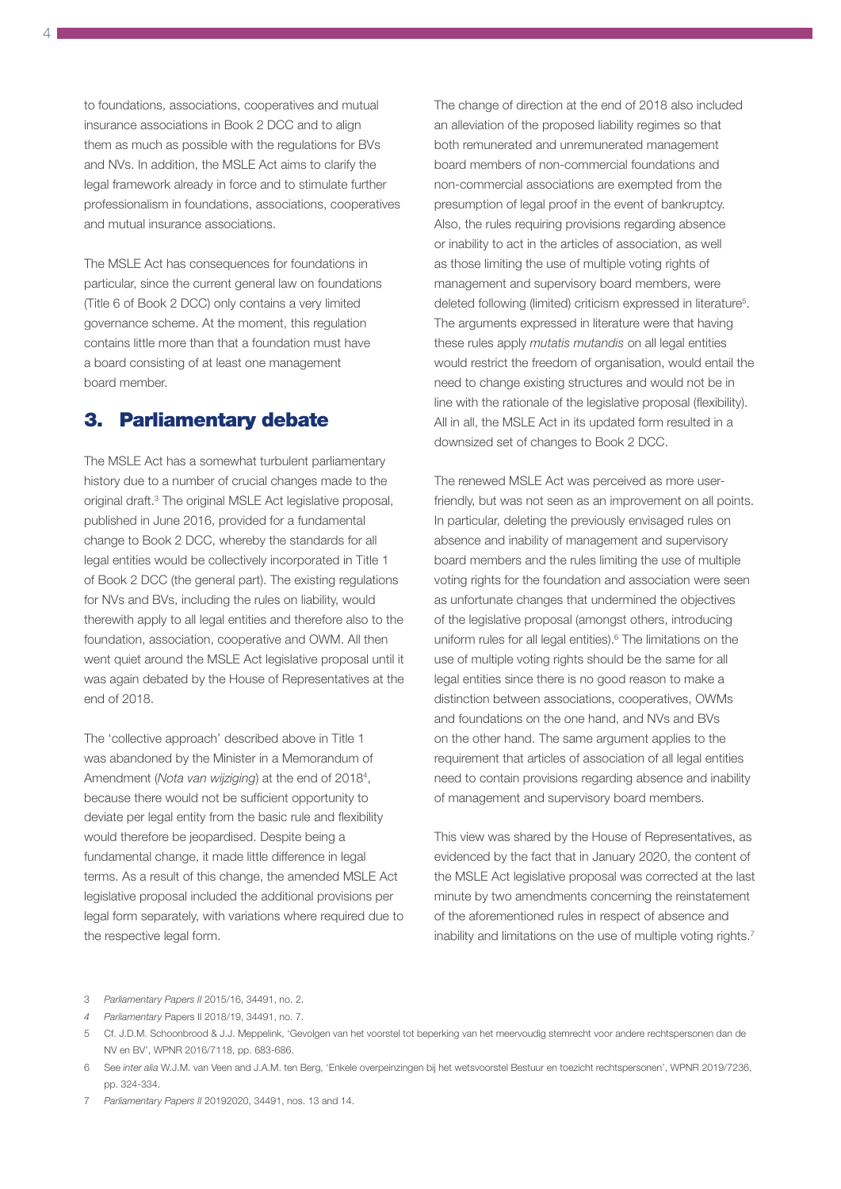to foundations, associations, cooperatives and mutual insurance associations in Book 2 DCC and to align them as much as possible with the regulations for BVs and NVs. In addition, the MSLE Act aims to clarify the legal framework already in force and to stimulate further professionalism in foundations, associations, cooperatives and mutual insurance associations.

The MSLE Act has consequences for foundations in particular, since the current general law on foundations (Title 6 of Book 2 DCC) only contains a very limited governance scheme. At the moment, this regulation contains little more than that a foundation must have a board consisting of at least one management board member.

## 3. Parliamentary debate

The MSLE Act has a somewhat turbulent parliamentary history due to a number of crucial changes made to the original draft.[3] The original MSLE Act legislative proposal, published in June 2016, provided for a fundamental change to Book 2 DCC, whereby the standards for all legal entities would be collectively incorporated in Title 1 of Book 2 DCC (the general part). The existing regulations for NVs and BVs, including the rules on liability, would therewith apply to all legal entities and therefore also to the foundation, association, cooperative and OWM. All then went quiet around the MSLE Act legislative proposal until it was again debated by the House of Representatives at the end of 2018.

The 'collective approach' described above in Title 1 was abandoned by the Minister in a Memorandum of Amendment (*Nota van wijziging*) at the end of 2018[4], because there would not be sufficient opportunity to deviate per legal entity from the basic rule and flexibility would therefore be jeopardised. Despite being a fundamental change, it made little difference in legal terms. As a result of this change, the amended MSLE Act legislative proposal included the additional provisions per legal form separately, with variations where required due to the respective legal form.

The change of direction at the end of 2018 also included an alleviation of the proposed liability regimes so that both remunerated and unremunerated management board members of non-commercial foundations and non-commercial associations are exempted from the presumption of legal proof in the event of bankruptcy. Also, the rules requiring provisions regarding absence or inability to act in the articles of association, as well as those limiting the use of multiple voting rights of management and supervisory board members, were deleted following (limited) criticism expressed in literature[5]. The arguments expressed in literature were that having these rules apply *mutatis mutandis* on all legal entities would restrict the freedom of organisation, would entail the need to change existing structures and would not be in line with the rationale of the legislative proposal (flexibility). All in all, the MSLE Act in its updated form resulted in a downsized set of changes to Book 2 DCC.

The renewed MSLE Act was perceived as more user-friendly, but was not seen as an improvement on all points. In particular, deleting the previously envisaged rules on absence and inability of management and supervisory board members and the rules limiting the use of multiple voting rights for the foundation and association were seen as unfortunate changes that undermined the objectives of the legislative proposal (amongst others, introducing uniform rules for all legal entities).[6] The limitations on the use of multiple voting rights should be the same for all legal entities since there is no good reason to make a distinction between associations, cooperatives, OWMs and foundations on the one hand, and NVs and BVs on the other hand. The same argument applies to the requirement that articles of association of all legal entities need to contain provisions regarding absence and inability of management and supervisory board members.

This view was shared by the House of Representatives, as evidenced by the fact that in January 2020, the content of the MSLE Act legislative proposal was corrected at the last minute by two amendments concerning the reinstatement of the aforementioned rules in respect of absence and inability and limitations on the use of multiple voting rights.[7]

3 *Parliamentary Papers II* 2015/16, 34491, no. 2.

4 *Parliamentary* Papers II 2018/19, 34491, no. 7.

5 Cf. J.D.M. Schoonbrood & J.J. Meppelink, 'Gevolgen van het voorstel tot beperking van het meervoudig stemrecht voor andere rechtspersonen dan de NV en BV', WPNR 2016/7118, pp. 683-686.

6 See *inter alia* W.J.M. van Veen and J.A.M. ten Berg, 'Enkele overpeinzingen bij het wetsvoorstel Bestuur en toezicht rechtspersonen', WPNR 2019/7236, pp. 324-334.

7 *Parliamentary Papers II* 20192020, 34491, nos. 13 and 14.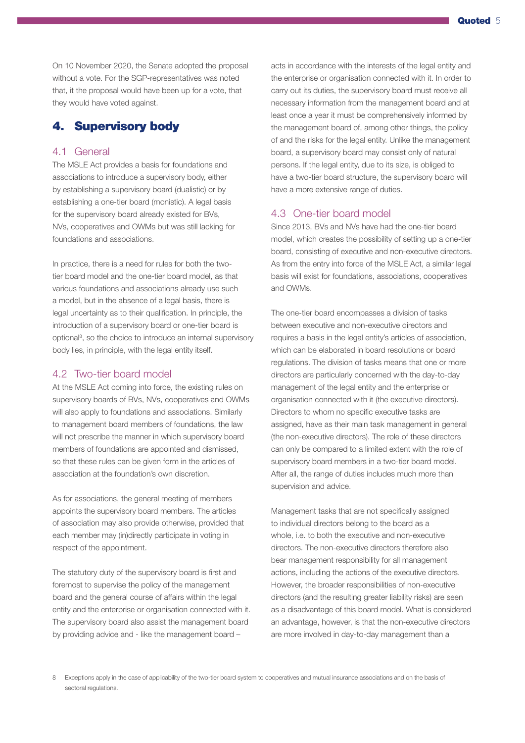On 10 November 2020, the Senate adopted the proposal without a vote. For the SGP-representatives was noted that, it the proposal would have been up for a vote, that they would have voted against.

## 4. Supervisory body

### 4.1 General

The MSLE Act provides a basis for foundations and associations to introduce a supervisory body, either by establishing a supervisory board (dualistic) or by establishing a one-tier board (monistic). A legal basis for the supervisory board already existed for BVs, NVs, cooperatives and OWMs but was still lacking for foundations and associations.

In practice, there is a need for rules for both the two-tier board model and the one-tier board model, as that various foundations and associations already use such a model, but in the absence of a legal basis, there is legal uncertainty as to their qualification. In principle, the introduction of a supervisory board or one-tier board is optional[8], so the choice to introduce an internal supervisory body lies, in principle, with the legal entity itself.

### 4.2 Two-tier board model

At the MSLE Act coming into force, the existing rules on supervisory boards of BVs, NVs, cooperatives and OWMs will also apply to foundations and associations. Similarly to management board members of foundations, the law will not prescribe the manner in which supervisory board members of foundations are appointed and dismissed, so that these rules can be given form in the articles of association at the foundation's own discretion.

As for associations, the general meeting of members appoints the supervisory board members. The articles of association may also provide otherwise, provided that each member may (in)directly participate in voting in respect of the appointment.

The statutory duty of the supervisory board is first and foremost to supervise the policy of the management board and the general course of affairs within the legal entity and the enterprise or organisation connected with it. The supervisory board also assist the management board by providing advice and - like the management board – acts in accordance with the interests of the legal entity and the enterprise or organisation connected with it. In order to carry out its duties, the supervisory board must receive all necessary information from the management board and at least once a year it must be comprehensively informed by the management board of, among other things, the policy of and the risks for the legal entity. Unlike the management board, a supervisory board may consist only of natural persons. If the legal entity, due to its size, is obliged to have a two-tier board structure, the supervisory board will have a more extensive range of duties.

### 4.3 One-tier board model

Since 2013, BVs and NVs have had the one-tier board model, which creates the possibility of setting up a one-tier board, consisting of executive and non-executive directors. As from the entry into force of the MSLE Act, a similar legal basis will exist for foundations, associations, cooperatives and OWMs.

The one-tier board encompasses a division of tasks between executive and non-executive directors and requires a basis in the legal entity's articles of association, which can be elaborated in board resolutions or board regulations. The division of tasks means that one or more directors are particularly concerned with the day-to-day management of the legal entity and the enterprise or organisation connected with it (the executive directors). Directors to whom no specific executive tasks are assigned, have as their main task management in general (the non-executive directors). The role of these directors can only be compared to a limited extent with the role of supervisory board members in a two-tier board model. After all, the range of duties includes much more than supervision and advice.

Management tasks that are not specifically assigned to individual directors belong to the board as a whole, i.e. to both the executive and non-executive directors. The non-executive directors therefore also bear management responsibility for all management actions, including the actions of the executive directors. However, the broader responsibilities of non-executive directors (and the resulting greater liability risks) are seen as a disadvantage of this board model. What is considered an advantage, however, is that the non-executive directors are more involved in day-to-day management than a

[8] Exceptions apply in the case of applicability of the two-tier board system to cooperatives and mutual insurance associations and on the basis of sectoral regulations.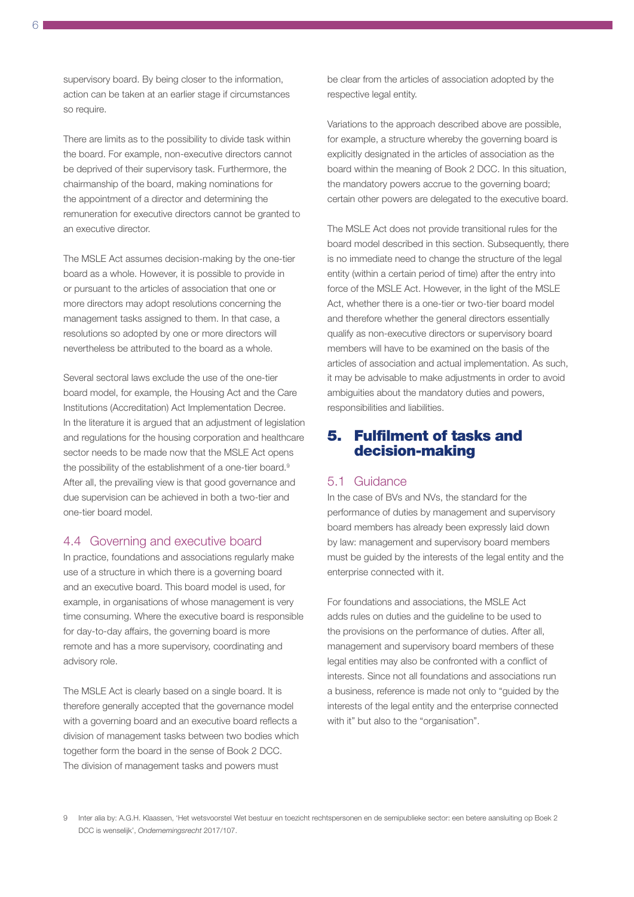supervisory board. By being closer to the information, action can be taken at an earlier stage if circumstances so require.

There are limits as to the possibility to divide task within the board. For example, non-executive directors cannot be deprived of their supervisory task. Furthermore, the chairmanship of the board, making nominations for the appointment of a director and determining the remuneration for executive directors cannot be granted to an executive director.

The MSLE Act assumes decision-making by the one-tier board as a whole. However, it is possible to provide in or pursuant to the articles of association that one or more directors may adopt resolutions concerning the management tasks assigned to them. In that case, a resolutions so adopted by one or more directors will nevertheless be attributed to the board as a whole.

Several sectoral laws exclude the use of the one-tier board model, for example, the Housing Act and the Care Institutions (Accreditation) Act Implementation Decree. In the literature it is argued that an adjustment of legislation and regulations for the housing corporation and healthcare sector needs to be made now that the MSLE Act opens the possibility of the establishment of a one-tier board.[9] After all, the prevailing view is that good governance and due supervision can be achieved in both a two-tier and one-tier board model.

### 4.4 Governing and executive board

In practice, foundations and associations regularly make use of a structure in which there is a governing board and an executive board. This board model is used, for example, in organisations of whose management is very time consuming. Where the executive board is responsible for day-to-day affairs, the governing board is more remote and has a more supervisory, coordinating and advisory role.

The MSLE Act is clearly based on a single board. It is therefore generally accepted that the governance model with a governing board and an executive board reflects a division of management tasks between two bodies which together form the board in the sense of Book 2 DCC. The division of management tasks and powers must be clear from the articles of association adopted by the respective legal entity.

Variations to the approach described above are possible, for example, a structure whereby the governing board is explicitly designated in the articles of association as the board within the meaning of Book 2 DCC. In this situation, the mandatory powers accrue to the governing board; certain other powers are delegated to the executive board.

The MSLE Act does not provide transitional rules for the board model described in this section. Subsequently, there is no immediate need to change the structure of the legal entity (within a certain period of time) after the entry into force of the MSLE Act. However, in the light of the MSLE Act, whether there is a one-tier or two-tier board model and therefore whether the general directors essentially qualify as non-executive directors or supervisory board members will have to be examined on the basis of the articles of association and actual implementation. As such, it may be advisable to make adjustments in order to avoid ambiguities about the mandatory duties and powers, responsibilities and liabilities.

## 5. Fulfilment of tasks and decision-making

### 5.1 Guidance

In the case of BVs and NVs, the standard for the performance of duties by management and supervisory board members has already been expressly laid down by law: management and supervisory board members must be guided by the interests of the legal entity and the enterprise connected with it.

For foundations and associations, the MSLE Act adds rules on duties and the guideline to be used to the provisions on the performance of duties. After all, management and supervisory board members of these legal entities may also be confronted with a conflict of interests. Since not all foundations and associations run a business, reference is made not only to "guided by the interests of the legal entity and the enterprise connected with it" but also to the "organisation".

---

9 Inter alia by: A.G.H. Klaassen, 'Het wetsvoorstel Wet bestuur en toezicht rechtspersonen en de semipublieke sector: een betere aansluiting op Boek 2 DCC is wenselijk', *Ondernemingsrecht* 2017/107.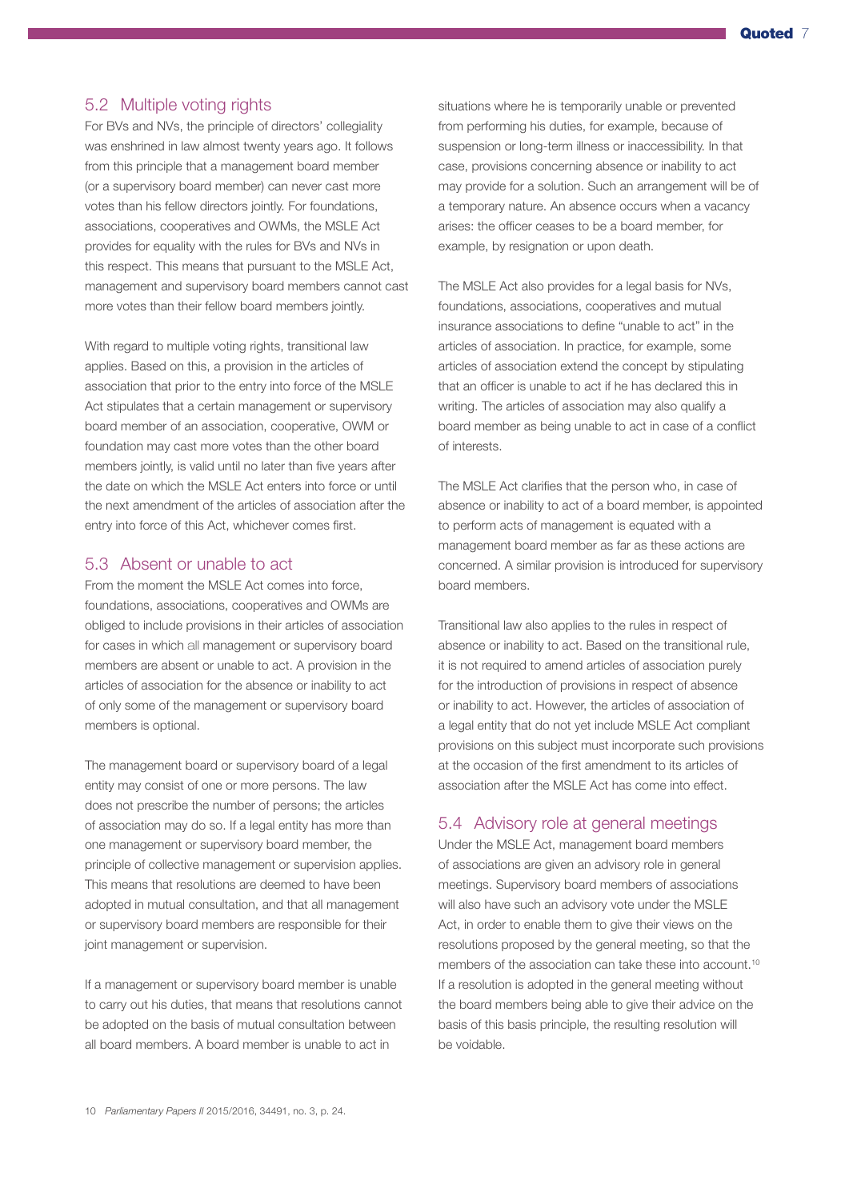## 5.2 Multiple voting rights

For BVs and NVs, the principle of directors' collegiality was enshrined in law almost twenty years ago. It follows from this principle that a management board member (or a supervisory board member) can never cast more votes than his fellow directors jointly. For foundations, associations, cooperatives and OWMs, the MSLE Act provides for equality with the rules for BVs and NVs in this respect. This means that pursuant to the MSLE Act, management and supervisory board members cannot cast more votes than their fellow board members jointly.

With regard to multiple voting rights, transitional law applies. Based on this, a provision in the articles of association that prior to the entry into force of the MSLE Act stipulates that a certain management or supervisory board member of an association, cooperative, OWM or foundation may cast more votes than the other board members jointly, is valid until no later than five years after the date on which the MSLE Act enters into force or until the next amendment of the articles of association after the entry into force of this Act, whichever comes first.

## 5.3 Absent or unable to act

From the moment the MSLE Act comes into force, foundations, associations, cooperatives and OWMs are obliged to include provisions in their articles of association for cases in which all management or supervisory board members are absent or unable to act. A provision in the articles of association for the absence or inability to act of only some of the management or supervisory board members is optional.

The management board or supervisory board of a legal entity may consist of one or more persons. The law does not prescribe the number of persons; the articles of association may do so. If a legal entity has more than one management or supervisory board member, the principle of collective management or supervision applies. This means that resolutions are deemed to have been adopted in mutual consultation, and that all management or supervisory board members are responsible for their joint management or supervision.

If a management or supervisory board member is unable to carry out his duties, that means that resolutions cannot be adopted on the basis of mutual consultation between all board members. A board member is unable to act in situations where he is temporarily unable or prevented from performing his duties, for example, because of suspension or long-term illness or inaccessibility. In that case, provisions concerning absence or inability to act may provide for a solution. Such an arrangement will be of a temporary nature. An absence occurs when a vacancy arises: the officer ceases to be a board member, for example, by resignation or upon death.

The MSLE Act also provides for a legal basis for NVs, foundations, associations, cooperatives and mutual insurance associations to define "unable to act" in the articles of association. In practice, for example, some articles of association extend the concept by stipulating that an officer is unable to act if he has declared this in writing. The articles of association may also qualify a board member as being unable to act in case of a conflict of interests.

The MSLE Act clarifies that the person who, in case of absence or inability to act of a board member, is appointed to perform acts of management is equated with a management board member as far as these actions are concerned. A similar provision is introduced for supervisory board members.

Transitional law also applies to the rules in respect of absence or inability to act. Based on the transitional rule, it is not required to amend articles of association purely for the introduction of provisions in respect of absence or inability to act. However, the articles of association of a legal entity that do not yet include MSLE Act compliant provisions on this subject must incorporate such provisions at the occasion of the first amendment to its articles of association after the MSLE Act has come into effect.

## 5.4 Advisory role at general meetings

Under the MSLE Act, management board members of associations are given an advisory role in general meetings. Supervisory board members of associations will also have such an advisory vote under the MSLE Act, in order to enable them to give their views on the resolutions proposed by the general meeting, so that the members of the association can take these into account.[10] If a resolution is adopted in the general meeting without the board members being able to give their advice on the basis of this basis principle, the resulting resolution will be voidable.

10 *Parliamentary Papers II* 2015/2016, 34491, no. 3, p. 24.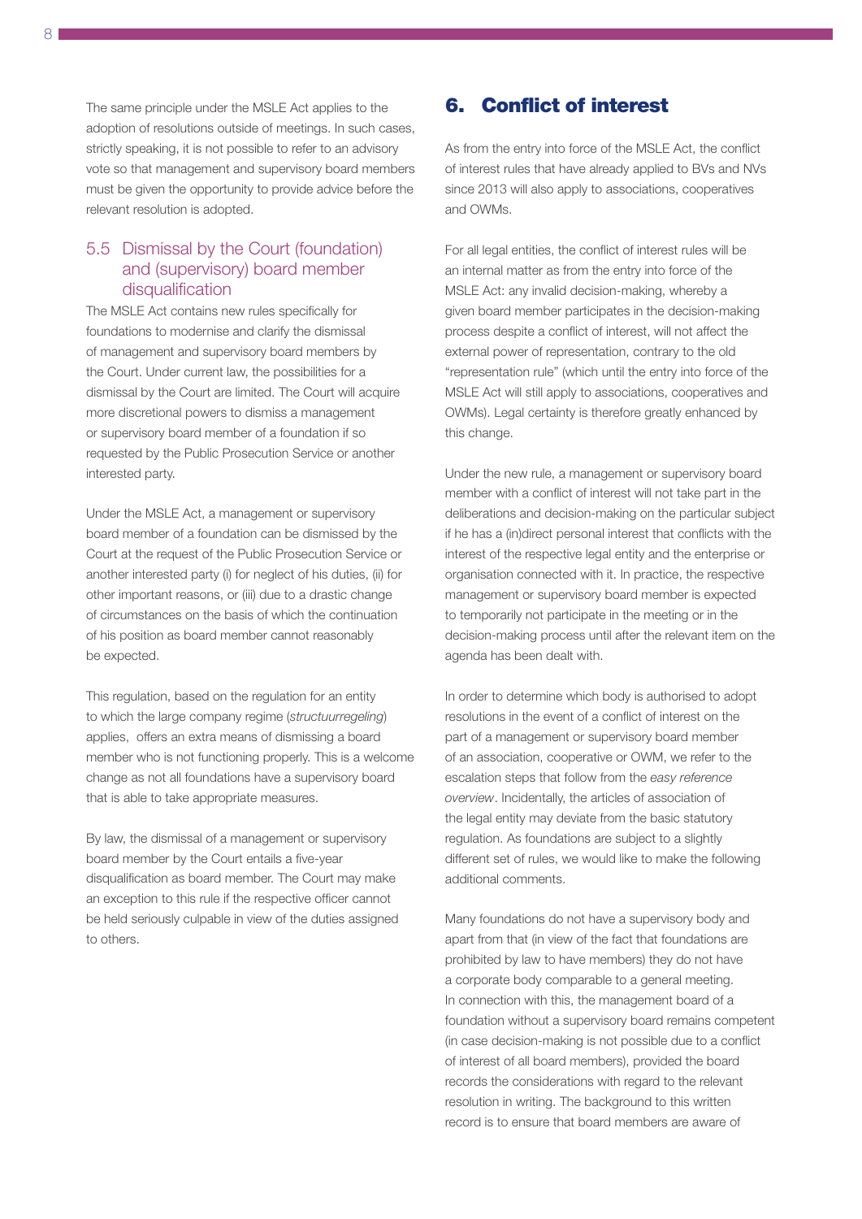The same principle under the MSLE Act applies to the adoption of resolutions outside of meetings. In such cases, strictly speaking, it is not possible to refer to an advisory vote so that management and supervisory board members must be given the opportunity to provide advice before the relevant resolution is adopted.

### 5.5 Dismissal by the Court (foundation) and (supervisory) board member disqualification

The MSLE Act contains new rules specifically for foundations to modernise and clarify the dismissal of management and supervisory board members by the Court. Under current law, the possibilities for a dismissal by the Court are limited. The Court will acquire more discretional powers to dismiss a management or supervisory board member of a foundation if so requested by the Public Prosecution Service or another interested party.

Under the MSLE Act, a management or supervisory board member of a foundation can be dismissed by the Court at the request of the Public Prosecution Service or another interested party (i) for neglect of his duties, (ii) for other important reasons, or (iii) due to a drastic change of circumstances on the basis of which the continuation of his position as board member cannot reasonably be expected.

This regulation, based on the regulation for an entity to which the large company regime (*structuurregeling*) applies, offers an extra means of dismissing a board member who is not functioning properly. This is a welcome change as not all foundations have a supervisory board that is able to take appropriate measures.

By law, the dismissal of a management or supervisory board member by the Court entails a five-year disqualification as board member. The Court may make an exception to this rule if the respective officer cannot be held seriously culpable in view of the duties assigned to others.

## 6. Conflict of interest

As from the entry into force of the MSLE Act, the conflict of interest rules that have already applied to BVs and NVs since 2013 will also apply to associations, cooperatives and OWMs.

For all legal entities, the conflict of interest rules will be an internal matter as from the entry into force of the MSLE Act: any invalid decision-making, whereby a given board member participates in the decision-making process despite a conflict of interest, will not affect the external power of representation, contrary to the old "representation rule" (which until the entry into force of the MSLE Act will still apply to associations, cooperatives and OWMs). Legal certainty is therefore greatly enhanced by this change.

Under the new rule, a management or supervisory board member with a conflict of interest will not take part in the deliberations and decision-making on the particular subject if he has a (in)direct personal interest that conflicts with the interest of the respective legal entity and the enterprise or organisation connected with it. In practice, the respective management or supervisory board member is expected to temporarily not participate in the meeting or in the decision-making process until after the relevant item on the agenda has been dealt with.

In order to determine which body is authorised to adopt resolutions in the event of a conflict of interest on the part of a management or supervisory board member of an association, cooperative or OWM, we refer to the escalation steps that follow from the *easy reference overview*. Incidentally, the articles of association of the legal entity may deviate from the basic statutory regulation. As foundations are subject to a slightly different set of rules, we would like to make the following additional comments.

Many foundations do not have a supervisory body and apart from that (in view of the fact that foundations are prohibited by law to have members) they do not have a corporate body comparable to a general meeting. In connection with this, the management board of a foundation without a supervisory board remains competent (in case decision-making is not possible due to a conflict of interest of all board members), provided the board records the considerations with regard to the relevant resolution in writing. The background to this written record is to ensure that board members are aware of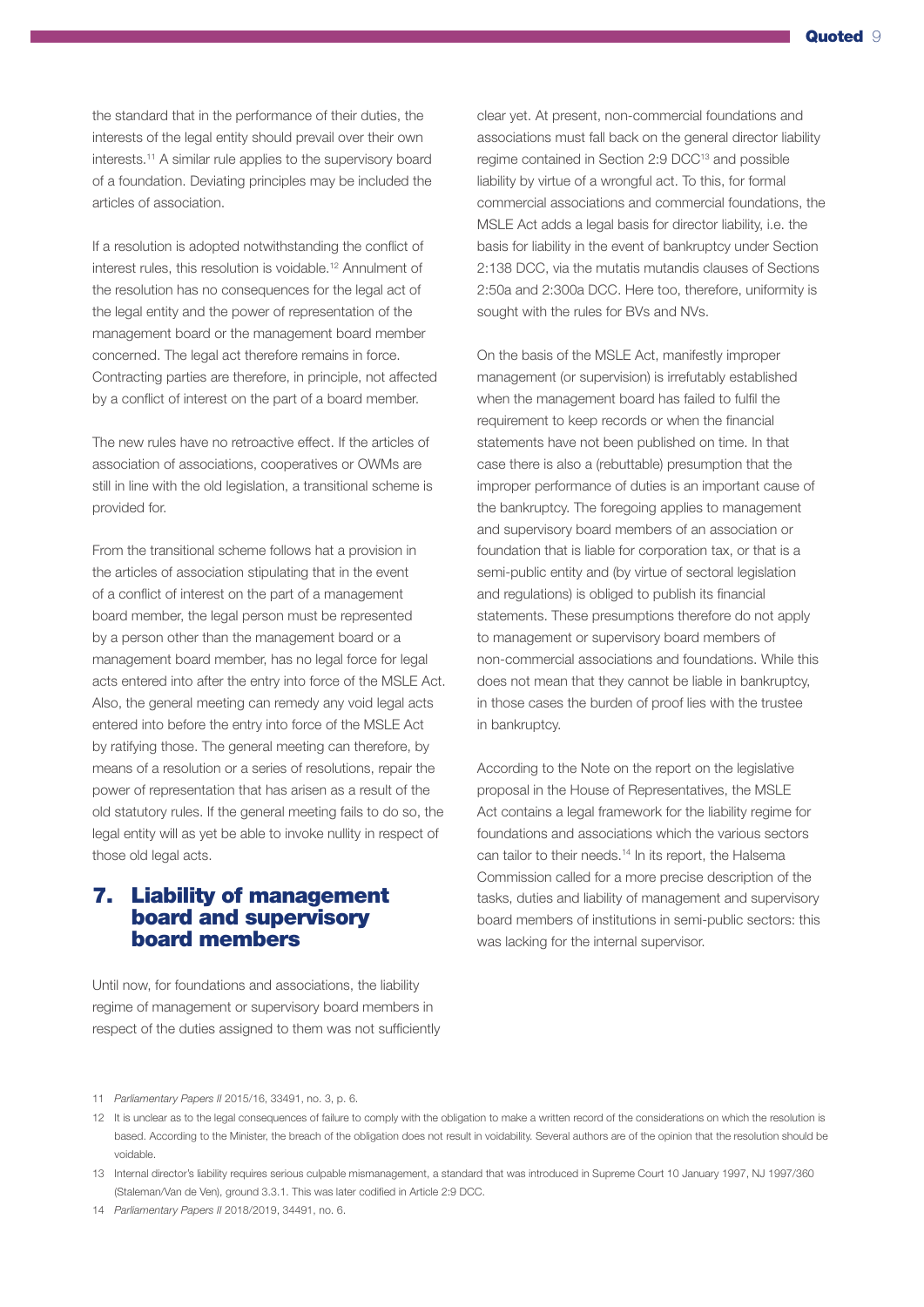the standard that in the performance of their duties, the interests of the legal entity should prevail over their own interests.[11] A similar rule applies to the supervisory board of a foundation. Deviating principles may be included the articles of association.

If a resolution is adopted notwithstanding the conflict of interest rules, this resolution is voidable.[12] Annulment of the resolution has no consequences for the legal act of the legal entity and the power of representation of the management board or the management board member concerned. The legal act therefore remains in force. Contracting parties are therefore, in principle, not affected by a conflict of interest on the part of a board member.

The new rules have no retroactive effect. If the articles of association of associations, cooperatives or OWMs are still in line with the old legislation, a transitional scheme is provided for.

From the transitional scheme follows hat a provision in the articles of association stipulating that in the event of a conflict of interest on the part of a management board member, the legal person must be represented by a person other than the management board or a management board member, has no legal force for legal acts entered into after the entry into force of the MSLE Act. Also, the general meeting can remedy any void legal acts entered into before the entry into force of the MSLE Act by ratifying those. The general meeting can therefore, by means of a resolution or a series of resolutions, repair the power of representation that has arisen as a result of the old statutory rules. If the general meeting fails to do so, the legal entity will as yet be able to invoke nullity in respect of those old legal acts.

## 7. Liability of management board and supervisory board members

Until now, for foundations and associations, the liability regime of management or supervisory board members in respect of the duties assigned to them was not sufficiently clear yet. At present, non-commercial foundations and associations must fall back on the general director liability regime contained in Section 2:9 DCC[13] and possible liability by virtue of a wrongful act. To this, for formal commercial associations and commercial foundations, the MSLE Act adds a legal basis for director liability, i.e. the basis for liability in the event of bankruptcy under Section 2:138 DCC, via the mutatis mutandis clauses of Sections 2:50a and 2:300a DCC. Here too, therefore, uniformity is sought with the rules for BVs and NVs.

On the basis of the MSLE Act, manifestly improper management (or supervision) is irrefutably established when the management board has failed to fulfil the requirement to keep records or when the financial statements have not been published on time. In that case there is also a (rebuttable) presumption that the improper performance of duties is an important cause of the bankruptcy. The foregoing applies to management and supervisory board members of an association or foundation that is liable for corporation tax, or that is a semi-public entity and (by virtue of sectoral legislation and regulations) is obliged to publish its financial statements. These presumptions therefore do not apply to management or supervisory board members of non-commercial associations and foundations. While this does not mean that they cannot be liable in bankruptcy, in those cases the burden of proof lies with the trustee in bankruptcy.

According to the Note on the report on the legislative proposal in the House of Representatives, the MSLE Act contains a legal framework for the liability regime for foundations and associations which the various sectors can tailor to their needs.[14] In its report, the Halsema Commission called for a more precise description of the tasks, duties and liability of management and supervisory board members of institutions in semi-public sectors: this was lacking for the internal supervisor.

11 *Parliamentary Papers II* 2015/16, 33491, no. 3, p. 6.

12 It is unclear as to the legal consequences of failure to comply with the obligation to make a written record of the considerations on which the resolution is based. According to the Minister, the breach of the obligation does not result in voidability. Several authors are of the opinion that the resolution should be voidable.

13 Internal director's liability requires serious culpable mismanagement, a standard that was introduced in Supreme Court 10 January 1997, NJ 1997/360 (Staleman/Van de Ven), ground 3.3.1. This was later codified in Article 2:9 DCC.

14 *Parliamentary Papers II* 2018/2019, 34491, no. 6.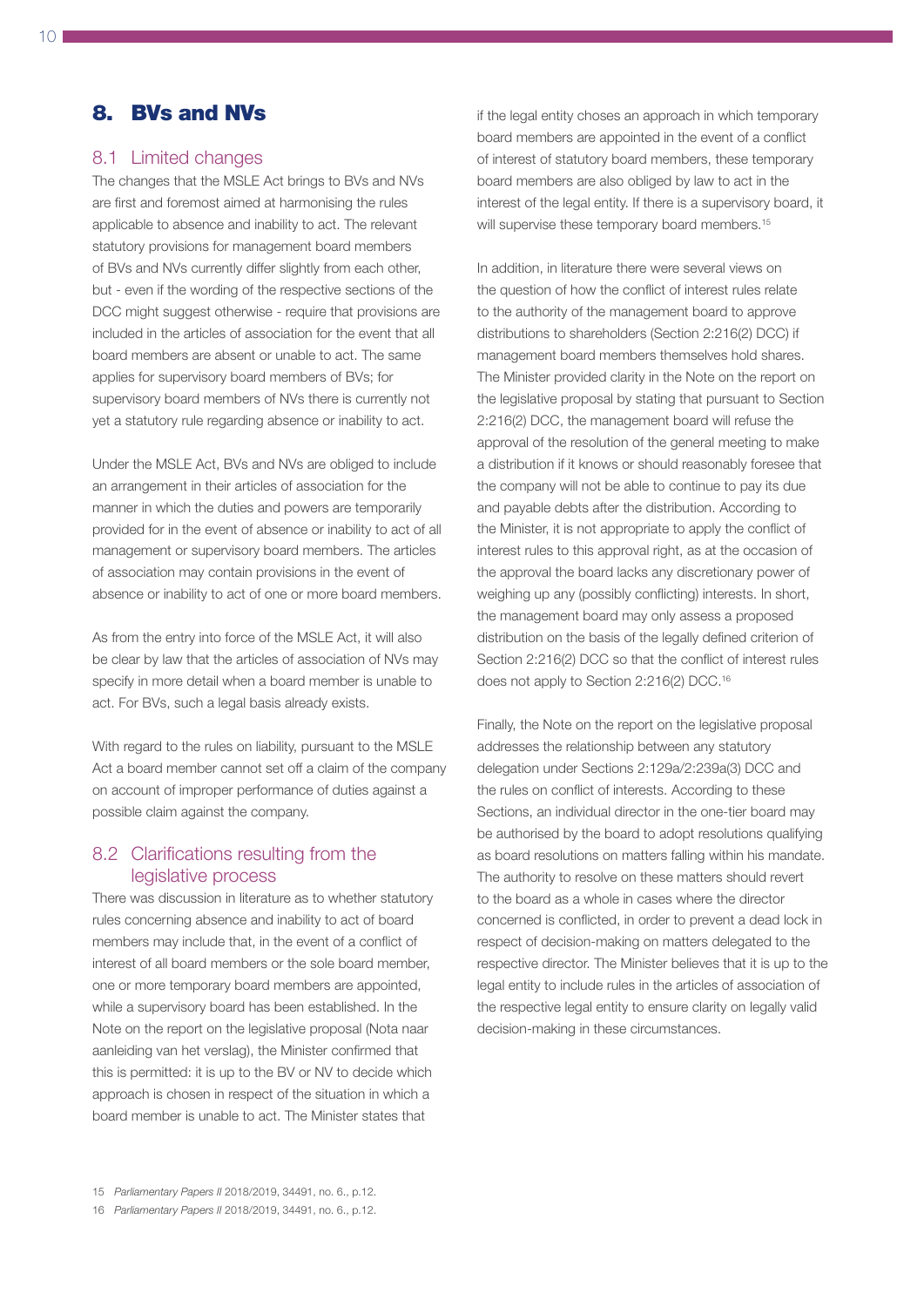# 8. BVs and NVs

## 8.1 Limited changes

The changes that the MSLE Act brings to BVs and NVs are first and foremost aimed at harmonising the rules applicable to absence and inability to act. The relevant statutory provisions for management board members of BVs and NVs currently differ slightly from each other, but - even if the wording of the respective sections of the DCC might suggest otherwise - require that provisions are included in the articles of association for the event that all board members are absent or unable to act. The same applies for supervisory board members of BVs; for supervisory board members of NVs there is currently not yet a statutory rule regarding absence or inability to act.

Under the MSLE Act, BVs and NVs are obliged to include an arrangement in their articles of association for the manner in which the duties and powers are temporarily provided for in the event of absence or inability to act of all management or supervisory board members. The articles of association may contain provisions in the event of absence or inability to act of one or more board members.

As from the entry into force of the MSLE Act, it will also be clear by law that the articles of association of NVs may specify in more detail when a board member is unable to act. For BVs, such a legal basis already exists.

With regard to the rules on liability, pursuant to the MSLE Act a board member cannot set off a claim of the company on account of improper performance of duties against a possible claim against the company.

## 8.2 Clarifications resulting from the legislative process

There was discussion in literature as to whether statutory rules concerning absence and inability to act of board members may include that, in the event of a conflict of interest of all board members or the sole board member, one or more temporary board members are appointed, while a supervisory board has been established. In the Note on the report on the legislative proposal (Nota naar aanleiding van het verslag), the Minister confirmed that this is permitted: it is up to the BV or NV to decide which approach is chosen in respect of the situation in which a board member is unable to act. The Minister states that if the legal entity choses an approach in which temporary board members are appointed in the event of a conflict of interest of statutory board members, these temporary board members are also obliged by law to act in the interest of the legal entity. If there is a supervisory board, it will supervise these temporary board members.[15]

In addition, in literature there were several views on the question of how the conflict of interest rules relate to the authority of the management board to approve distributions to shareholders (Section 2:216(2) DCC) if management board members themselves hold shares. The Minister provided clarity in the Note on the report on the legislative proposal by stating that pursuant to Section 2:216(2) DCC, the management board will refuse the approval of the resolution of the general meeting to make a distribution if it knows or should reasonably foresee that the company will not be able to continue to pay its due and payable debts after the distribution. According to the Minister, it is not appropriate to apply the conflict of interest rules to this approval right, as at the occasion of the approval the board lacks any discretionary power of weighing up any (possibly conflicting) interests. In short, the management board may only assess a proposed distribution on the basis of the legally defined criterion of Section 2:216(2) DCC so that the conflict of interest rules does not apply to Section 2:216(2) DCC.[16]

Finally, the Note on the report on the legislative proposal addresses the relationship between any statutory delegation under Sections 2:129a/2:239a(3) DCC and the rules on conflict of interests. According to these Sections, an individual director in the one-tier board may be authorised by the board to adopt resolutions qualifying as board resolutions on matters falling within his mandate. The authority to resolve on these matters should revert to the board as a whole in cases where the director concerned is conflicted, in order to prevent a dead lock in respect of decision-making on matters delegated to the respective director. The Minister believes that it is up to the legal entity to include rules in the articles of association of the respective legal entity to ensure clarity on legally valid decision-making in these circumstances.

---

15 *Parliamentary Papers II* 2018/2019, 34491, no. 6., p.12.

16 *Parliamentary Papers II* 2018/2019, 34491, no. 6., p.12.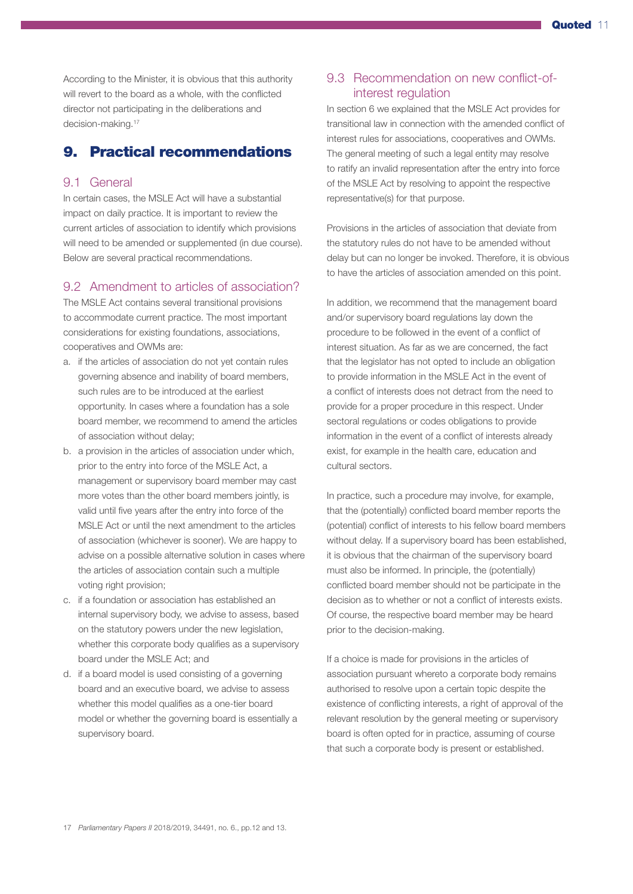According to the Minister, it is obvious that this authority will revert to the board as a whole, with the conflicted director not participating in the deliberations and decision-making.[17]

## 9. Practical recommendations

### 9.1 General

In certain cases, the MSLE Act will have a substantial impact on daily practice. It is important to review the current articles of association to identify which provisions will need to be amended or supplemented (in due course). Below are several practical recommendations.

### 9.2 Amendment to articles of association?

The MSLE Act contains several transitional provisions to accommodate current practice. The most important considerations for existing foundations, associations, cooperatives and OWMs are:

a. if the articles of association do not yet contain rules governing absence and inability of board members, such rules are to be introduced at the earliest opportunity. In cases where a foundation has a sole board member, we recommend to amend the articles of association without delay;
b. a provision in the articles of association under which, prior to the entry into force of the MSLE Act, a management or supervisory board member may cast more votes than the other board members jointly, is valid until five years after the entry into force of the MSLE Act or until the next amendment to the articles of association (whichever is sooner). We are happy to advise on a possible alternative solution in cases where the articles of association contain such a multiple voting right provision;
c. if a foundation or association has established an internal supervisory body, we advise to assess, based on the statutory powers under the new legislation, whether this corporate body qualifies as a supervisory board under the MSLE Act; and
d. if a board model is used consisting of a governing board and an executive board, we advise to assess whether this model qualifies as a one-tier board model or whether the governing board is essentially a supervisory board.

### 9.3 Recommendation on new conflict-of-interest regulation

In section 6 we explained that the MSLE Act provides for transitional law in connection with the amended conflict of interest rules for associations, cooperatives and OWMs. The general meeting of such a legal entity may resolve to ratify an invalid representation after the entry into force of the MSLE Act by resolving to appoint the respective representative(s) for that purpose.

Provisions in the articles of association that deviate from the statutory rules do not have to be amended without delay but can no longer be invoked. Therefore, it is obvious to have the articles of association amended on this point.

In addition, we recommend that the management board and/or supervisory board regulations lay down the procedure to be followed in the event of a conflict of interest situation. As far as we are concerned, the fact that the legislator has not opted to include an obligation to provide information in the MSLE Act in the event of a conflict of interests does not detract from the need to provide for a proper procedure in this respect. Under sectoral regulations or codes obligations to provide information in the event of a conflict of interests already exist, for example in the health care, education and cultural sectors.

In practice, such a procedure may involve, for example, that the (potentially) conflicted board member reports the (potential) conflict of interests to his fellow board members without delay. If a supervisory board has been established, it is obvious that the chairman of the supervisory board must also be informed. In principle, the (potentially) conflicted board member should not be participate in the decision as to whether or not a conflict of interests exists. Of course, the respective board member may be heard prior to the decision-making.

If a choice is made for provisions in the articles of association pursuant whereto a corporate body remains authorised to resolve upon a certain topic despite the existence of conflicting interests, a right of approval of the relevant resolution by the general meeting or supervisory board is often opted for in practice, assuming of course that such a corporate body is present or established.

[17] *Parliamentary Papers II* 2018/2019, 34491, no. 6., pp.12 and 13.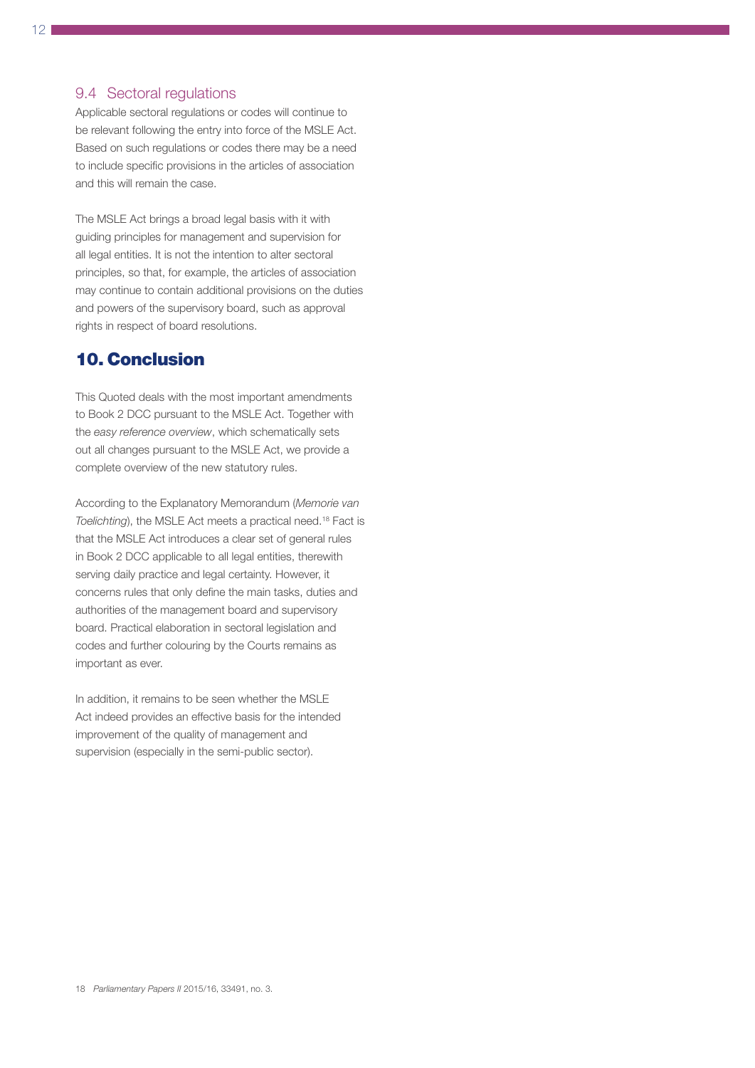### 9.4 Sectoral regulations

Applicable sectoral regulations or codes will continue to be relevant following the entry into force of the MSLE Act. Based on such regulations or codes there may be a need to include specific provisions in the articles of association and this will remain the case.

The MSLE Act brings a broad legal basis with it with guiding principles for management and supervision for all legal entities. It is not the intention to alter sectoral principles, so that, for example, the articles of association may continue to contain additional provisions on the duties and powers of the supervisory board, such as approval rights in respect of board resolutions.

## 10. Conclusion

This Quoted deals with the most important amendments to Book 2 DCC pursuant to the MSLE Act. Together with the *easy reference overview*, which schematically sets out all changes pursuant to the MSLE Act, we provide a complete overview of the new statutory rules.

According to the Explanatory Memorandum (*Memorie van Toelichting*), the MSLE Act meets a practical need.[18] Fact is that the MSLE Act introduces a clear set of general rules in Book 2 DCC applicable to all legal entities, therewith serving daily practice and legal certainty. However, it concerns rules that only define the main tasks, duties and authorities of the management board and supervisory board. Practical elaboration in sectoral legislation and codes and further colouring by the Courts remains as important as ever.

In addition, it remains to be seen whether the MSLE Act indeed provides an effective basis for the intended improvement of the quality of management and supervision (especially in the semi-public sector).

18 *Parliamentary Papers II* 2015/16, 33491, no. 3.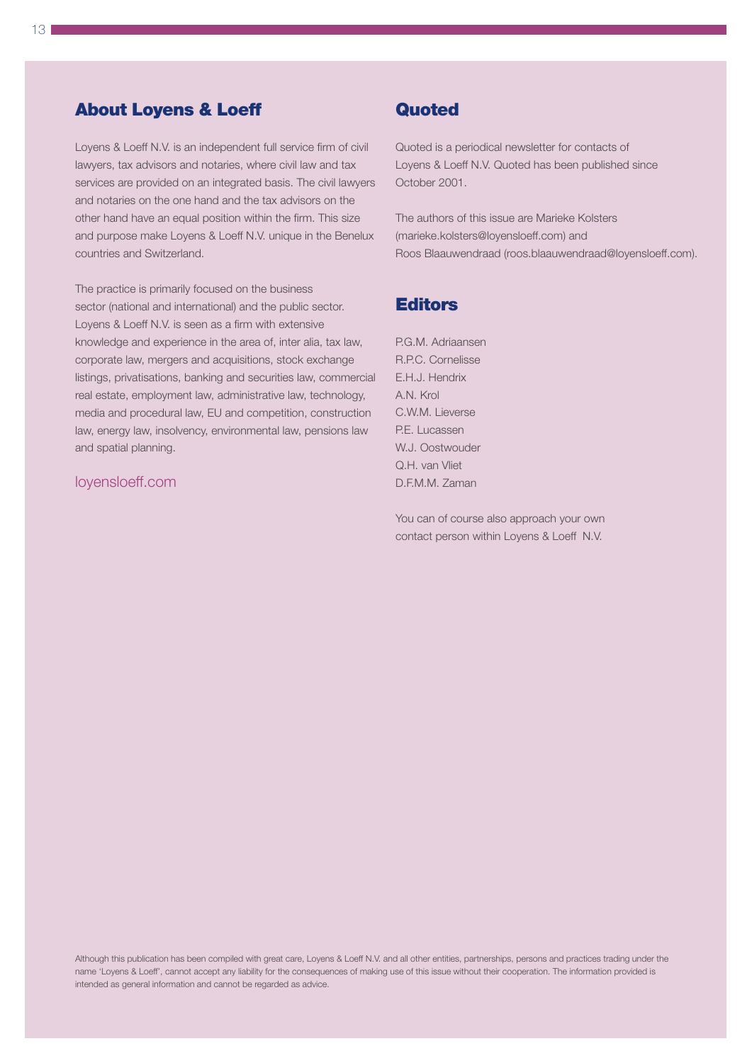## About Loyens & Loeff

Loyens & Loeff N.V. is an independent full service firm of civil lawyers, tax advisors and notaries, where civil law and tax services are provided on an integrated basis. The civil lawyers and notaries on the one hand and the tax advisors on the other hand have an equal position within the firm. This size and purpose make Loyens & Loeff N.V. unique in the Benelux countries and Switzerland.

The practice is primarily focused on the business sector (national and international) and the public sector. Loyens & Loeff N.V. is seen as a firm with extensive knowledge and experience in the area of, inter alia, tax law, corporate law, mergers and acquisitions, stock exchange listings, privatisations, banking and securities law, commercial real estate, employment law, administrative law, technology, media and procedural law, EU and competition, construction law, energy law, insolvency, environmental law, pensions law and spatial planning.

loyensloeff.com

## Quoted

Quoted is a periodical newsletter for contacts of Loyens & Loeff N.V. Quoted has been published since October 2001.

The authors of this issue are Marieke Kolsters (marieke.kolsters@loyensloeff.com) and Roos Blaauwendraad (roos.blaauwendraad@loyensloeff.com).

## Editors

P.G.M. Adriaansen  
R.P.C. Cornelisse  
E.H.J. Hendrix  
A.N. Krol  
C.W.M. Lieverse  
P.E. Lucassen  
W.J. Oostwouder  
Q.H. van Vliet  
D.F.M.M. Zaman

You can of course also approach your own contact person within Loyens & Loeff N.V.

Although this publication has been compiled with great care, Loyens & Loeff N.V. and all other entities, partnerships, persons and practices trading under the name 'Loyens & Loeff', cannot accept any liability for the consequences of making use of this issue without their cooperation. The information provided is intended as general information and cannot be regarded as advice.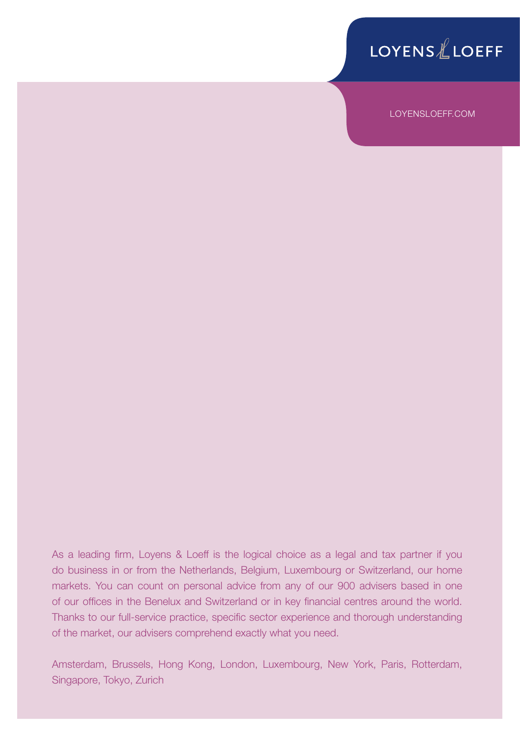LOYENS & LOEFF

LOYENSLOEFF.COM

As a leading firm, Loyens & Loeff is the logical choice as a legal and tax partner if you do business in or from the Netherlands, Belgium, Luxembourg or Switzerland, our home markets. You can count on personal advice from any of our 900 advisers based in one of our offices in the Benelux and Switzerland or in key financial centres around the world. Thanks to our full-service practice, specific sector experience and thorough understanding of the market, our advisers comprehend exactly what you need.

Amsterdam, Brussels, Hong Kong, London, Luxembourg, New York, Paris, Rotterdam, Singapore, Tokyo, Zurich